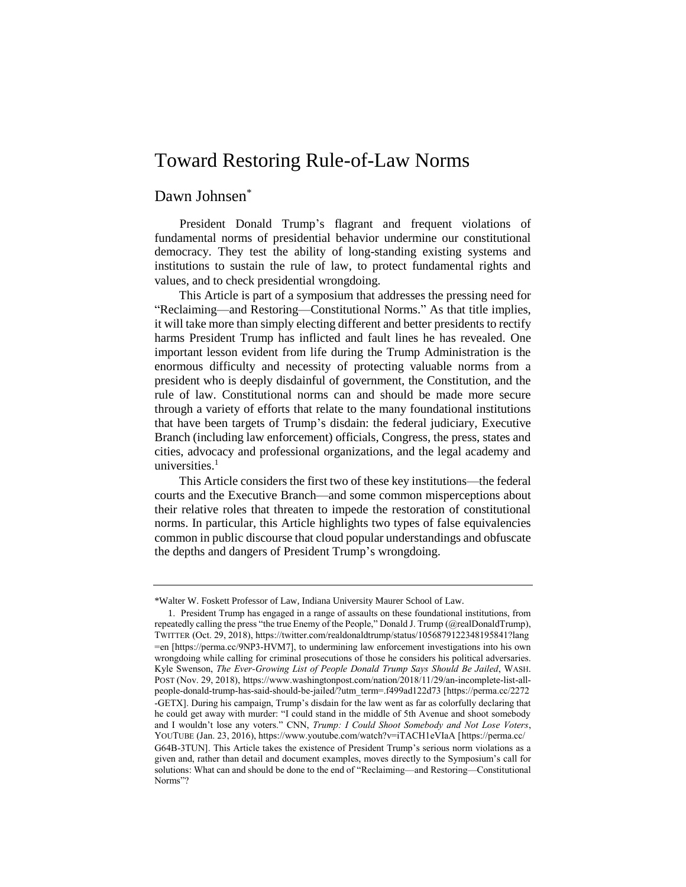# Toward Restoring Rule-of-Law Norms

## Dawn Johnsen*

President Donald Trump's flagrant and frequent violations of fundamental norms of presidential behavior undermine our constitutional democracy. They test the ability of long-standing existing systems and institutions to sustain the rule of law, to protect fundamental rights and values, and to check presidential wrongdoing.

This Article is part of a symposium that addresses the pressing need for "Reclaiming—and Restoring—Constitutional Norms." As that title implies, it will take more than simply electing different and better presidents to rectify harms President Trump has inflicted and fault lines he has revealed. One important lesson evident from life during the Trump Administration is the enormous difficulty and necessity of protecting valuable norms from a president who is deeply disdainful of government, the Constitution, and the rule of law. Constitutional norms can and should be made more secure through a variety of efforts that relate to the many foundational institutions that have been targets of Trump's disdain: the federal judiciary, Executive Branch (including law enforcement) officials, Congress, the press, states and cities, advocacy and professional organizations, and the legal academy and universities.[1]

This Article considers the first two of these key institutions—the federal courts and the Executive Branch—and some common misperceptions about their relative roles that threaten to impede the restoration of constitutional norms. In particular, this Article highlights two types of false equivalencies common in public discourse that cloud popular understandings and obfuscate the depths and dangers of President Trump's wrongdoing.

---

*Walter W. Foskett Professor of Law, Indiana University Maurer School of Law.

1. President Trump has engaged in a range of assaults on these foundational institutions, from repeatedly calling the press "the true Enemy of the People," Donald J. Trump (@realDonaldTrump), TWITTER (Oct. 29, 2018), https://twitter.com/realdonaldtrump/status/1056879122348195841?lang=en [https://perma.cc/9NP3-HVM7], to undermining law enforcement investigations into his own wrongdoing while calling for criminal prosecutions of those he considers his political adversaries. Kyle Swenson, *The Ever-Growing List of People Donald Trump Says Should Be Jailed*, WASH. POST (Nov. 29, 2018), https://www.washingtonpost.com/nation/2018/11/29/an-incomplete-list-all-people-donald-trump-has-said-should-be-jailed/?utm_term=.f499ad122d73 [https://perma.cc/2272-GETX]. During his campaign, Trump's disdain for the law went as far as colorfully declaring that he could get away with murder: "I could stand in the middle of 5th Avenue and shoot somebody and I wouldn't lose any voters." CNN, *Trump: I Could Shoot Somebody and Not Lose Voters*, YOUTUBE (Jan. 23, 2016), https://www.youtube.com/watch?v=iTACH1eVIaA [https://perma.cc/G64B-3TUN]. This Article takes the existence of President Trump's serious norm violations as a given and, rather than detail and document examples, moves directly to the Symposium's call for solutions: What can and should be done to the end of "Reclaiming—and Restoring—Constitutional Norms"?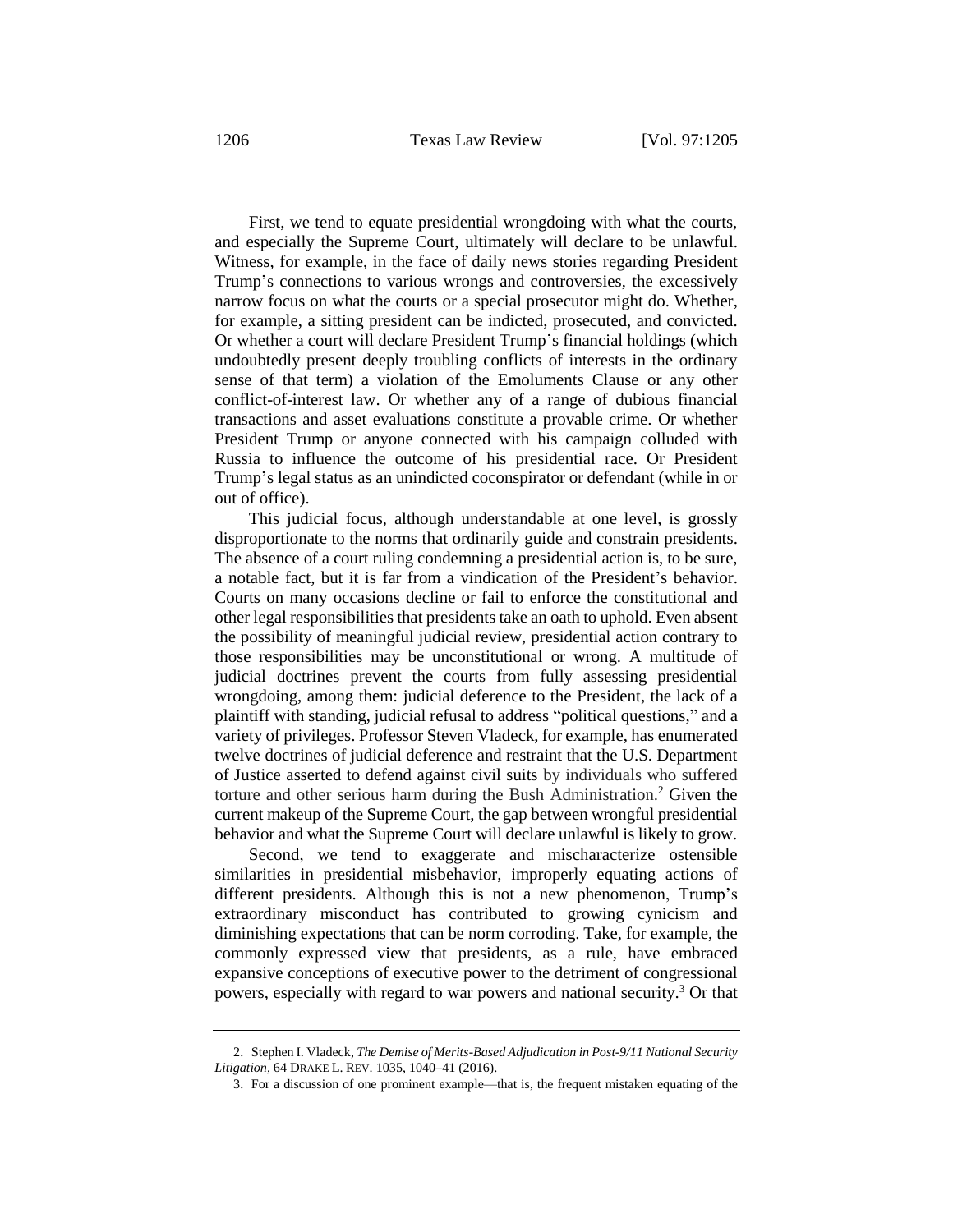First, we tend to equate presidential wrongdoing with what the courts, and especially the Supreme Court, ultimately will declare to be unlawful. Witness, for example, in the face of daily news stories regarding President Trump's connections to various wrongs and controversies, the excessively narrow focus on what the courts or a special prosecutor might do. Whether, for example, a sitting president can be indicted, prosecuted, and convicted. Or whether a court will declare President Trump's financial holdings (which undoubtedly present deeply troubling conflicts of interests in the ordinary sense of that term) a violation of the Emoluments Clause or any other conflict-of-interest law. Or whether any of a range of dubious financial transactions and asset evaluations constitute a provable crime. Or whether President Trump or anyone connected with his campaign colluded with Russia to influence the outcome of his presidential race. Or President Trump's legal status as an unindicted coconspirator or defendant (while in or out of office).

This judicial focus, although understandable at one level, is grossly disproportionate to the norms that ordinarily guide and constrain presidents. The absence of a court ruling condemning a presidential action is, to be sure, a notable fact, but it is far from a vindication of the President's behavior. Courts on many occasions decline or fail to enforce the constitutional and other legal responsibilities that presidents take an oath to uphold. Even absent the possibility of meaningful judicial review, presidential action contrary to those responsibilities may be unconstitutional or wrong. A multitude of judicial doctrines prevent the courts from fully assessing presidential wrongdoing, among them: judicial deference to the President, the lack of a plaintiff with standing, judicial refusal to address "political questions," and a variety of privileges. Professor Steven Vladeck, for example, has enumerated twelve doctrines of judicial deference and restraint that the U.S. Department of Justice asserted to defend against civil suits by individuals who suffered torture and other serious harm during the Bush Administration.[2] Given the current makeup of the Supreme Court, the gap between wrongful presidential behavior and what the Supreme Court will declare unlawful is likely to grow.

Second, we tend to exaggerate and mischaracterize ostensible similarities in presidential misbehavior, improperly equating actions of different presidents. Although this is not a new phenomenon, Trump's extraordinary misconduct has contributed to growing cynicism and diminishing expectations that can be norm corroding. Take, for example, the commonly expressed view that presidents, as a rule, have embraced expansive conceptions of executive power to the detriment of congressional powers, especially with regard to war powers and national security.[3] Or that

---

2. Stephen I. Vladeck, *The Demise of Merits-Based Adjudication in Post-9/11 National Security Litigation*, 64 DRAKE L. REV. 1035, 1040–41 (2016).

3. For a discussion of one prominent example—that is, the frequent mistaken equating of the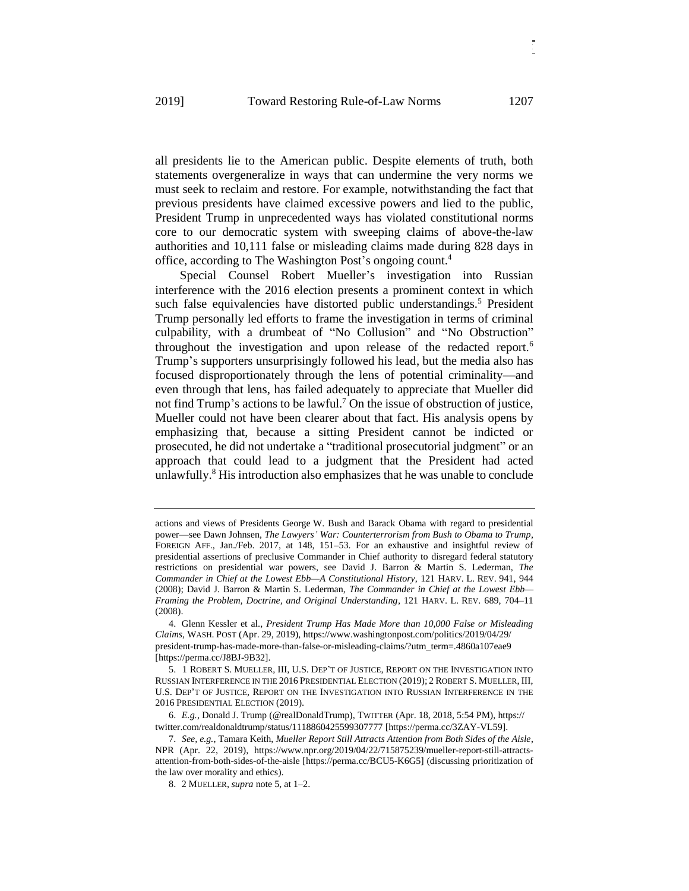all presidents lie to the American public. Despite elements of truth, both statements overgeneralize in ways that can undermine the very norms we must seek to reclaim and restore. For example, notwithstanding the fact that previous presidents have claimed excessive powers and lied to the public, President Trump in unprecedented ways has violated constitutional norms core to our democratic system with sweeping claims of above-the-law authorities and 10,111 false or misleading claims made during 828 days in office, according to The Washington Post's ongoing count.[4]

Special Counsel Robert Mueller's investigation into Russian interference with the 2016 election presents a prominent context in which such false equivalencies have distorted public understandings.[5] President Trump personally led efforts to frame the investigation in terms of criminal culpability, with a drumbeat of "No Collusion" and "No Obstruction" throughout the investigation and upon release of the redacted report.[6] Trump's supporters unsurprisingly followed his lead, but the media also has focused disproportionately through the lens of potential criminality—and even through that lens, has failed adequately to appreciate that Mueller did not find Trump's actions to be lawful.[7] On the issue of obstruction of justice, Mueller could not have been clearer about that fact. His analysis opens by emphasizing that, because a sitting President cannot be indicted or prosecuted, he did not undertake a "traditional prosecutorial judgment" or an approach that could lead to a judgment that the President had acted unlawfully.[8] His introduction also emphasizes that he was unable to conclude

---

actions and views of Presidents George W. Bush and Barack Obama with regard to presidential power—see Dawn Johnsen, *The Lawyers' War: Counterterrorism from Bush to Obama to Trump*, FOREIGN AFF., Jan./Feb. 2017, at 148, 151–53. For an exhaustive and insightful review of presidential assertions of preclusive Commander in Chief authority to disregard federal statutory restrictions on presidential war powers, see David J. Barron & Martin S. Lederman, *The Commander in Chief at the Lowest Ebb—A Constitutional History*, 121 HARV. L. REV. 941, 944 (2008); David J. Barron & Martin S. Lederman, *The Commander in Chief at the Lowest Ebb—Framing the Problem, Doctrine, and Original Understanding*, 121 HARV. L. REV. 689, 704–11 (2008).

4. Glenn Kessler et al., *President Trump Has Made More than 10,000 False or Misleading Claims*, WASH. POST (Apr. 29, 2019), https://www.washingtonpost.com/politics/2019/04/29/president-trump-has-made-more-than-false-or-misleading-claims/?utm_term=.4860a107eae9 [https://perma.cc/J8BJ-9B32].

5. 1 ROBERT S. MUELLER, III, U.S. DEP'T OF JUSTICE, REPORT ON THE INVESTIGATION INTO RUSSIAN INTERFERENCE IN THE 2016 PRESIDENTIAL ELECTION (2019); 2 ROBERT S. MUELLER, III, U.S. DEP'T OF JUSTICE, REPORT ON THE INVESTIGATION INTO RUSSIAN INTERFERENCE IN THE 2016 PRESIDENTIAL ELECTION (2019).

6. *E.g.*, Donald J. Trump (@realDonaldTrump), TWITTER (Apr. 18, 2018, 5:54 PM), https://twitter.com/realdonaldtrump/status/1118860425599307777 [https://perma.cc/3ZAY-VL59].

7. *See, e.g.*, Tamara Keith, *Mueller Report Still Attracts Attention from Both Sides of the Aisle*, NPR (Apr. 22, 2019), https://www.npr.org/2019/04/22/715875239/mueller-report-still-attracts-attention-from-both-sides-of-the-aisle [https://perma.cc/BCU5-K6G5] (discussing prioritization of the law over morality and ethics).

8. 2 MUELLER, *supra* note 5, at 1–2.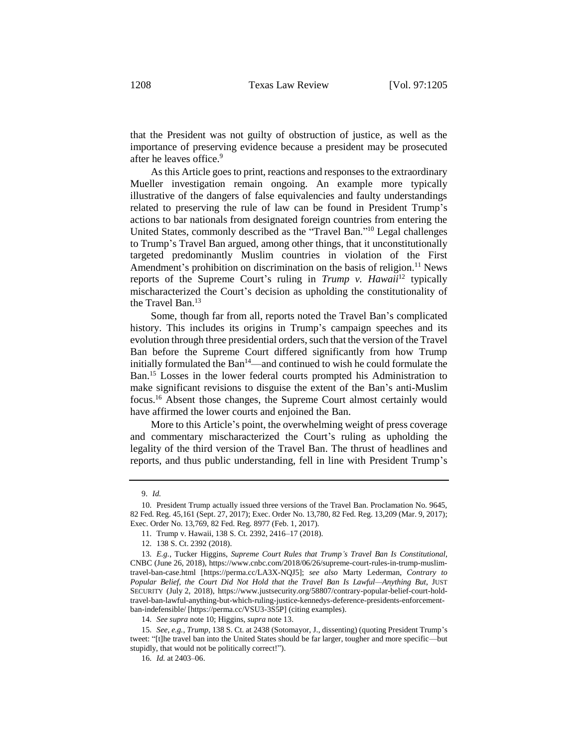that the President was not guilty of obstruction of justice, as well as the importance of preserving evidence because a president may be prosecuted after he leaves office.[9]

As this Article goes to print, reactions and responses to the extraordinary Mueller investigation remain ongoing. An example more typically illustrative of the dangers of false equivalencies and faulty understandings related to preserving the rule of law can be found in President Trump's actions to bar nationals from designated foreign countries from entering the United States, commonly described as the "Travel Ban."[10] Legal challenges to Trump's Travel Ban argued, among other things, that it unconstitutionally targeted predominantly Muslim countries in violation of the First Amendment's prohibition on discrimination on the basis of religion.[11] News reports of the Supreme Court's ruling in *Trump v. Hawaii*[12] typically mischaracterized the Court's decision as upholding the constitutionality of the Travel Ban.[13]

Some, though far from all, reports noted the Travel Ban's complicated history. This includes its origins in Trump's campaign speeches and its evolution through three presidential orders, such that the version of the Travel Ban before the Supreme Court differed significantly from how Trump initially formulated the Ban[14]—and continued to wish he could formulate the Ban.[15] Losses in the lower federal courts prompted his Administration to make significant revisions to disguise the extent of the Ban's anti-Muslim focus.[16] Absent those changes, the Supreme Court almost certainly would have affirmed the lower courts and enjoined the Ban.

More to this Article's point, the overwhelming weight of press coverage and commentary mischaracterized the Court's ruling as upholding the legality of the third version of the Travel Ban. The thrust of headlines and reports, and thus public understanding, fell in line with President Trump's

---

9. *Id.*

10. President Trump actually issued three versions of the Travel Ban. Proclamation No. 9645, 82 Fed. Reg. 45,161 (Sept. 27, 2017); Exec. Order No. 13,780, 82 Fed. Reg. 13,209 (Mar. 9, 2017); Exec. Order No. 13,769, 82 Fed. Reg. 8977 (Feb. 1, 2017).

11. Trump v. Hawaii, 138 S. Ct. 2392, 2416–17 (2018).

12. 138 S. Ct. 2392 (2018).

13. *E.g.*, Tucker Higgins, *Supreme Court Rules that Trump's Travel Ban Is Constitutional*, CNBC (June 26, 2018), https://www.cnbc.com/2018/06/26/supreme-court-rules-in-trump-muslim-travel-ban-case.html [https://perma.cc/LA3X-NQJ5]; *see also* Marty Lederman, *Contrary to Popular Belief, the Court Did Not Hold that the Travel Ban Is Lawful—Anything But*, JUST SECURITY (July 2, 2018), https://www.justsecurity.org/58807/contrary-popular-belief-court-hold-travel-ban-lawful-anything-but-which-ruling-justice-kennedys-deference-presidents-enforcement-ban-indefensible/ [https://perma.cc/VSU3-3S5P] (citing examples).

14. *See supra* note 10; Higgins, *supra* note 13.

15. *See, e.g.*, *Trump*, 138 S. Ct. at 2438 (Sotomayor, J., dissenting) (quoting President Trump's tweet: "[t]he travel ban into the United States should be far larger, tougher and more specific—but stupidly, that would not be politically correct!").

16. *Id.* at 2403–06.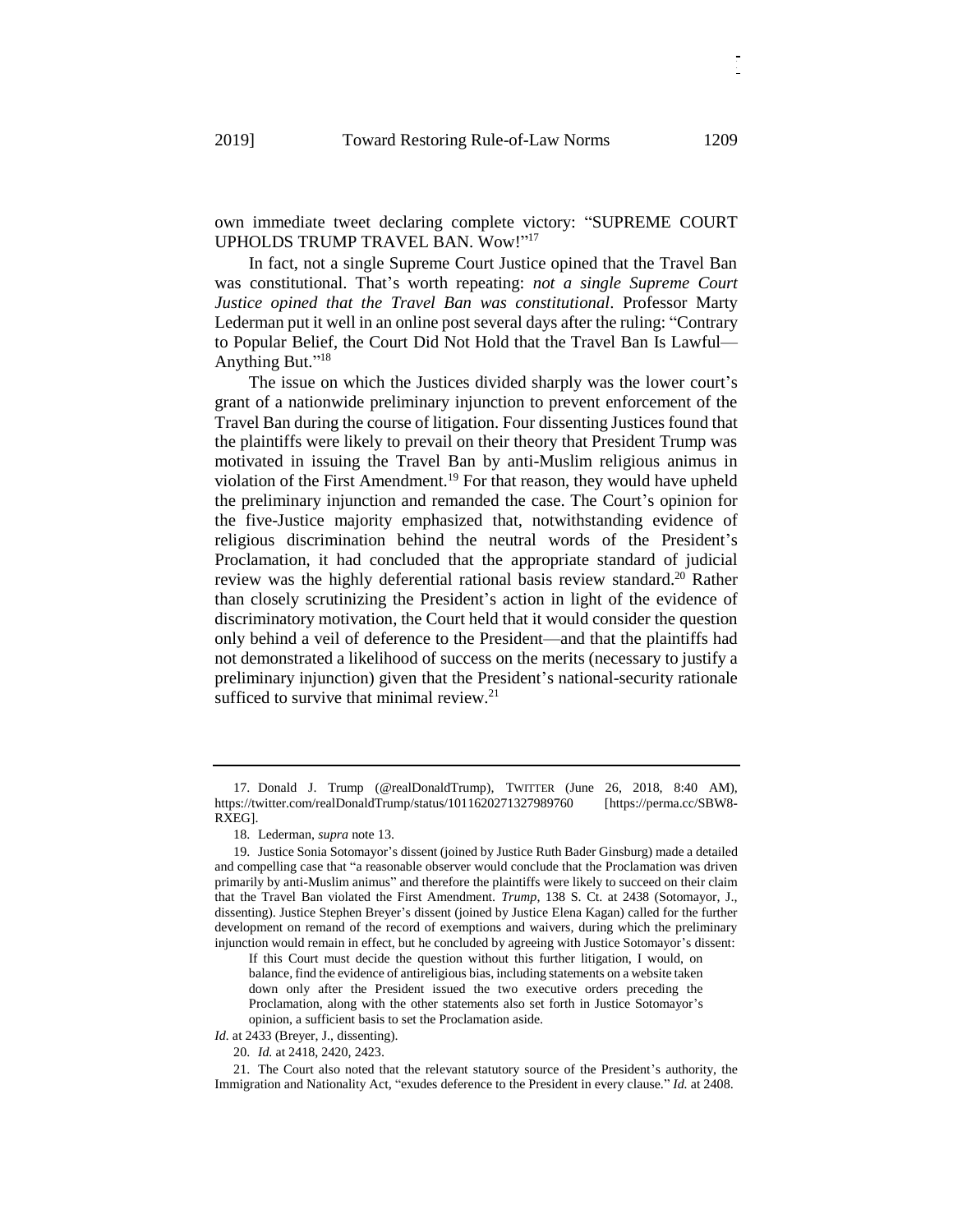own immediate tweet declaring complete victory: "SUPREME COURT UPHOLDS TRUMP TRAVEL BAN. Wow!"[17]

In fact, not a single Supreme Court Justice opined that the Travel Ban was constitutional. That's worth repeating: *not a single Supreme Court Justice opined that the Travel Ban was constitutional*. Professor Marty Lederman put it well in an online post several days after the ruling: "Contrary to Popular Belief, the Court Did Not Hold that the Travel Ban Is Lawful—Anything But."[18]

The issue on which the Justices divided sharply was the lower court's grant of a nationwide preliminary injunction to prevent enforcement of the Travel Ban during the course of litigation. Four dissenting Justices found that the plaintiffs were likely to prevail on their theory that President Trump was motivated in issuing the Travel Ban by anti-Muslim religious animus in violation of the First Amendment.[19] For that reason, they would have upheld the preliminary injunction and remanded the case. The Court's opinion for the five-Justice majority emphasized that, notwithstanding evidence of religious discrimination behind the neutral words of the President's Proclamation, it had concluded that the appropriate standard of judicial review was the highly deferential rational basis review standard.[20] Rather than closely scrutinizing the President's action in light of the evidence of discriminatory motivation, the Court held that it would consider the question only behind a veil of deference to the President—and that the plaintiffs had not demonstrated a likelihood of success on the merits (necessary to justify a preliminary injunction) given that the President's national-security rationale sufficed to survive that minimal review.[21]

---

17. Donald J. Trump (@realDonaldTrump), TWITTER (June 26, 2018, 8:40 AM), https://twitter.com/realDonaldTrump/status/1011620271327989760 [https://perma.cc/SBW8-RXEG].

18. Lederman, *supra* note 13.

19. Justice Sonia Sotomayor's dissent (joined by Justice Ruth Bader Ginsburg) made a detailed and compelling case that "a reasonable observer would conclude that the Proclamation was driven primarily by anti-Muslim animus" and therefore the plaintiffs were likely to succeed on their claim that the Travel Ban violated the First Amendment. *Trump*, 138 S. Ct. at 2438 (Sotomayor, J., dissenting). Justice Stephen Breyer's dissent (joined by Justice Elena Kagan) called for the further development on remand of the record of exemptions and waivers, during which the preliminary injunction would remain in effect, but he concluded by agreeing with Justice Sotomayor's dissent:

> If this Court must decide the question without this further litigation, I would, on balance, find the evidence of antireligious bias, including statements on a website taken down only after the President issued the two executive orders preceding the Proclamation, along with the other statements also set forth in Justice Sotomayor's opinion, a sufficient basis to set the Proclamation aside.

*Id.* at 2433 (Breyer, J., dissenting).

20. *Id.* at 2418, 2420, 2423.

21. The Court also noted that the relevant statutory source of the President's authority, the Immigration and Nationality Act, "exudes deference to the President in every clause." *Id.* at 2408.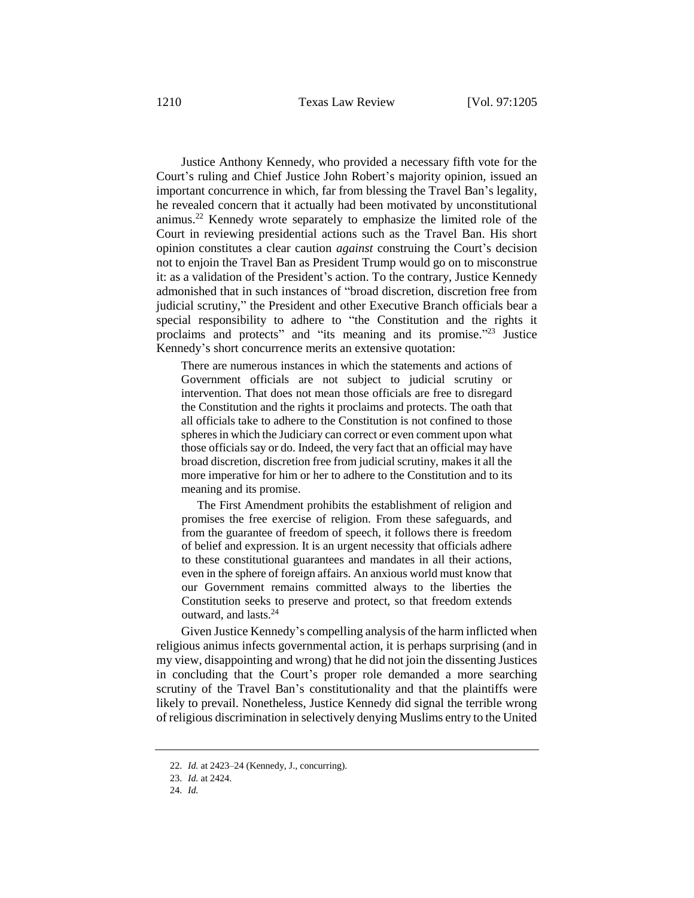Justice Anthony Kennedy, who provided a necessary fifth vote for the Court's ruling and Chief Justice John Robert's majority opinion, issued an important concurrence in which, far from blessing the Travel Ban's legality, he revealed concern that it actually had been motivated by unconstitutional animus.[22] Kennedy wrote separately to emphasize the limited role of the Court in reviewing presidential actions such as the Travel Ban. His short opinion constitutes a clear caution *against* construing the Court's decision not to enjoin the Travel Ban as President Trump would go on to misconstrue it: as a validation of the President's action. To the contrary, Justice Kennedy admonished that in such instances of "broad discretion, discretion free from judicial scrutiny," the President and other Executive Branch officials bear a special responsibility to adhere to "the Constitution and the rights it proclaims and protects" and "its meaning and its promise."[23] Justice Kennedy's short concurrence merits an extensive quotation:

> There are numerous instances in which the statements and actions of Government officials are not subject to judicial scrutiny or intervention. That does not mean those officials are free to disregard the Constitution and the rights it proclaims and protects. The oath that all officials take to adhere to the Constitution is not confined to those spheres in which the Judiciary can correct or even comment upon what those officials say or do. Indeed, the very fact that an official may have broad discretion, discretion free from judicial scrutiny, makes it all the more imperative for him or her to adhere to the Constitution and to its meaning and its promise.
>
> The First Amendment prohibits the establishment of religion and promises the free exercise of religion. From these safeguards, and from the guarantee of freedom of speech, it follows there is freedom of belief and expression. It is an urgent necessity that officials adhere to these constitutional guarantees and mandates in all their actions, even in the sphere of foreign affairs. An anxious world must know that our Government remains committed always to the liberties the Constitution seeks to preserve and protect, so that freedom extends outward, and lasts.[24]

Given Justice Kennedy's compelling analysis of the harm inflicted when religious animus infects governmental action, it is perhaps surprising (and in my view, disappointing and wrong) that he did not join the dissenting Justices in concluding that the Court's proper role demanded a more searching scrutiny of the Travel Ban's constitutionality and that the plaintiffs were likely to prevail. Nonetheless, Justice Kennedy did signal the terrible wrong of religious discrimination in selectively denying Muslims entry to the United

---

22. *Id.* at 2423–24 (Kennedy, J., concurring).

23. *Id.* at 2424.

24. *Id.*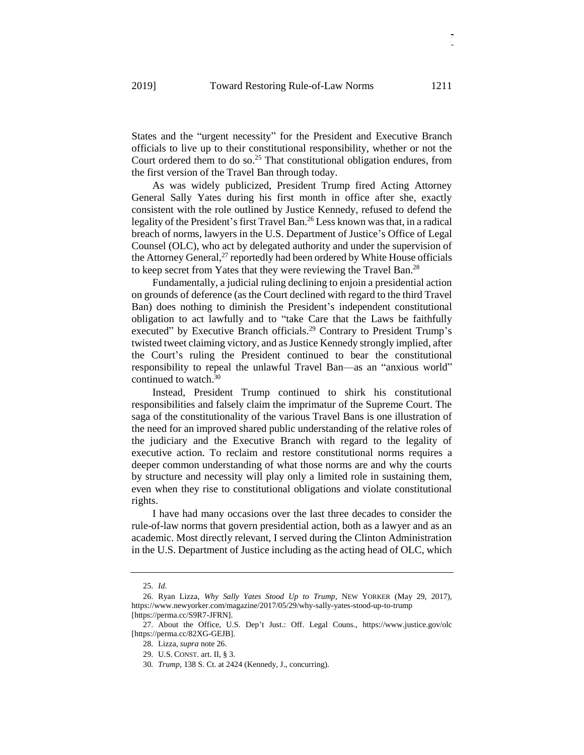States and the "urgent necessity" for the President and Executive Branch officials to live up to their constitutional responsibility, whether or not the Court ordered them to do so.[25] That constitutional obligation endures, from the first version of the Travel Ban through today.

As was widely publicized, President Trump fired Acting Attorney General Sally Yates during his first month in office after she, exactly consistent with the role outlined by Justice Kennedy, refused to defend the legality of the President's first Travel Ban.[26] Less known was that, in a radical breach of norms, lawyers in the U.S. Department of Justice's Office of Legal Counsel (OLC), who act by delegated authority and under the supervision of the Attorney General,[27] reportedly had been ordered by White House officials to keep secret from Yates that they were reviewing the Travel Ban.[28]

Fundamentally, a judicial ruling declining to enjoin a presidential action on grounds of deference (as the Court declined with regard to the third Travel Ban) does nothing to diminish the President's independent constitutional obligation to act lawfully and to "take Care that the Laws be faithfully executed" by Executive Branch officials.[29] Contrary to President Trump's twisted tweet claiming victory, and as Justice Kennedy strongly implied, after the Court's ruling the President continued to bear the constitutional responsibility to repeal the unlawful Travel Ban—as an "anxious world" continued to watch.[30]

Instead, President Trump continued to shirk his constitutional responsibilities and falsely claim the imprimatur of the Supreme Court. The saga of the constitutionality of the various Travel Bans is one illustration of the need for an improved shared public understanding of the relative roles of the judiciary and the Executive Branch with regard to the legality of executive action. To reclaim and restore constitutional norms requires a deeper common understanding of what those norms are and why the courts by structure and necessity will play only a limited role in sustaining them, even when they rise to constitutional obligations and violate constitutional rights.

I have had many occasions over the last three decades to consider the rule-of-law norms that govern presidential action, both as a lawyer and as an academic. Most directly relevant, I served during the Clinton Administration in the U.S. Department of Justice including as the acting head of OLC, which

---

25. *Id.*

26. Ryan Lizza, *Why Sally Yates Stood Up to Trump*, NEW YORKER (May 29, 2017), https://www.newyorker.com/magazine/2017/05/29/why-sally-yates-stood-up-to-trump [https://perma.cc/S9R7-JFRN].

27. About the Office, U.S. Dep't Just.: Off. Legal Couns., https://www.justice.gov/olc [https://perma.cc/82XG-GEJB].

28. Lizza, *supra* note 26.

29. U.S. CONST. art. II, § 3.

30. *Trump*, 138 S. Ct. at 2424 (Kennedy, J., concurring).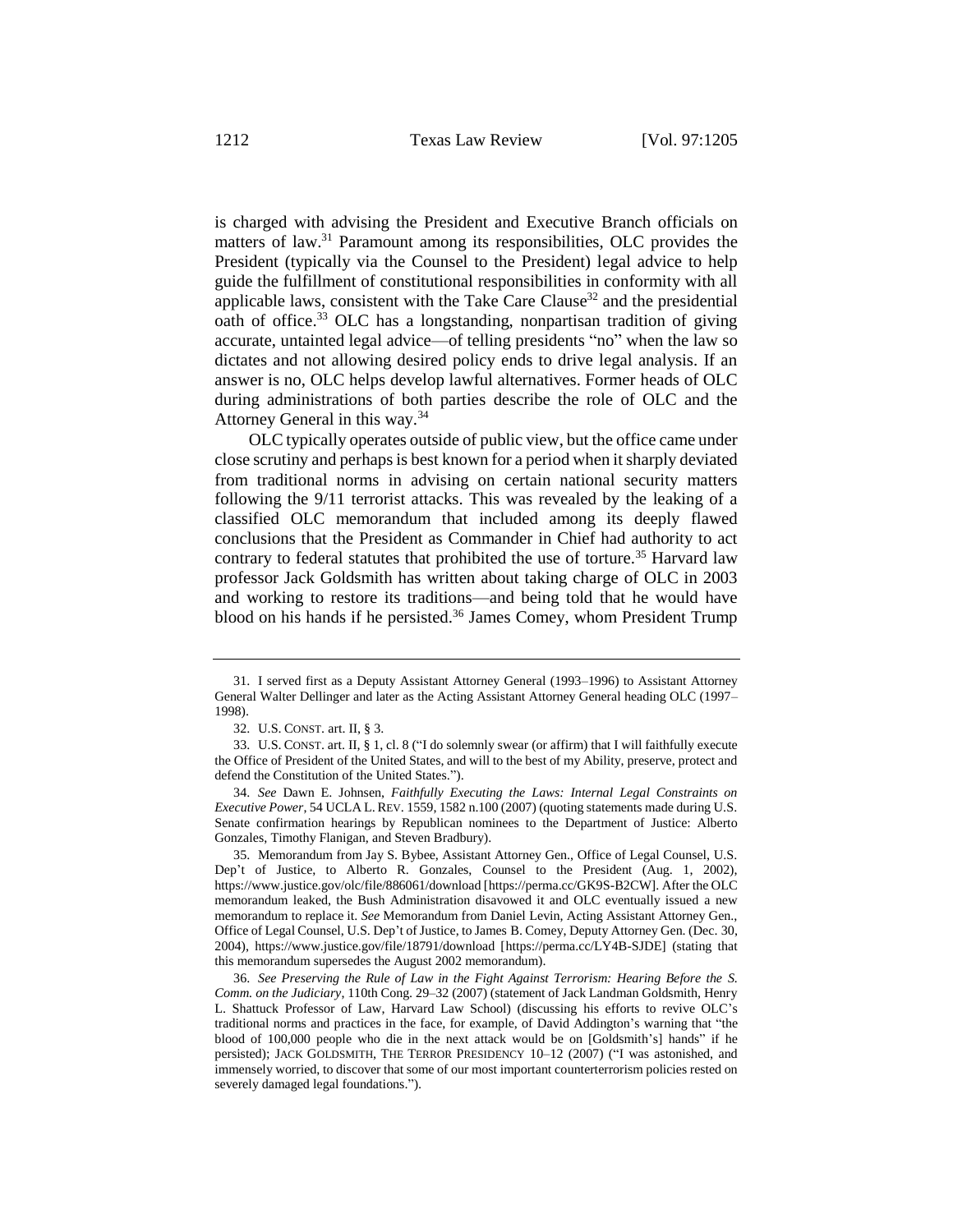is charged with advising the President and Executive Branch officials on matters of law.[31] Paramount among its responsibilities, OLC provides the President (typically via the Counsel to the President) legal advice to help guide the fulfillment of constitutional responsibilities in conformity with all applicable laws, consistent with the Take Care Clause[32] and the presidential oath of office.[33] OLC has a longstanding, nonpartisan tradition of giving accurate, untainted legal advice—of telling presidents "no" when the law so dictates and not allowing desired policy ends to drive legal analysis. If an answer is no, OLC helps develop lawful alternatives. Former heads of OLC during administrations of both parties describe the role of OLC and the Attorney General in this way.[34]

OLC typically operates outside of public view, but the office came under close scrutiny and perhaps is best known for a period when it sharply deviated from traditional norms in advising on certain national security matters following the 9/11 terrorist attacks. This was revealed by the leaking of a classified OLC memorandum that included among its deeply flawed conclusions that the President as Commander in Chief had authority to act contrary to federal statutes that prohibited the use of torture.[35] Harvard law professor Jack Goldsmith has written about taking charge of OLC in 2003 and working to restore its traditions—and being told that he would have blood on his hands if he persisted.[36] James Comey, whom President Trump

---

31. I served first as a Deputy Assistant Attorney General (1993–1996) to Assistant Attorney General Walter Dellinger and later as the Acting Assistant Attorney General heading OLC (1997–1998).

32. U.S. CONST. art. II, § 3.

33. U.S. CONST. art. II, § 1, cl. 8 ("I do solemnly swear (or affirm) that I will faithfully execute the Office of President of the United States, and will to the best of my Ability, preserve, protect and defend the Constitution of the United States.").

34. *See* Dawn E. Johnsen, *Faithfully Executing the Laws: Internal Legal Constraints on Executive Power*, 54 UCLA L. REV. 1559, 1582 n.100 (2007) (quoting statements made during U.S. Senate confirmation hearings by Republican nominees to the Department of Justice: Alberto Gonzales, Timothy Flanigan, and Steven Bradbury).

35. Memorandum from Jay S. Bybee, Assistant Attorney Gen., Office of Legal Counsel, U.S. Dep't of Justice, to Alberto R. Gonzales, Counsel to the President (Aug. 1, 2002), https://www.justice.gov/olc/file/886061/download [https://perma.cc/GK9S-B2CW]. After the OLC memorandum leaked, the Bush Administration disavowed it and OLC eventually issued a new memorandum to replace it. *See* Memorandum from Daniel Levin, Acting Assistant Attorney Gen., Office of Legal Counsel, U.S. Dep't of Justice, to James B. Comey, Deputy Attorney Gen. (Dec. 30, 2004), https://www.justice.gov/file/18791/download [https://perma.cc/LY4B-SJDE] (stating that this memorandum supersedes the August 2002 memorandum).

36. *See Preserving the Rule of Law in the Fight Against Terrorism: Hearing Before the S. Comm. on the Judiciary*, 110th Cong. 29–32 (2007) (statement of Jack Landman Goldsmith, Henry L. Shattuck Professor of Law, Harvard Law School) (discussing his efforts to revive OLC's traditional norms and practices in the face, for example, of David Addington's warning that "the blood of 100,000 people who die in the next attack would be on [Goldsmith's] hands" if he persisted); JACK GOLDSMITH, THE TERROR PRESIDENCY 10–12 (2007) ("I was astonished, and immensely worried, to discover that some of our most important counterterrorism policies rested on severely damaged legal foundations.").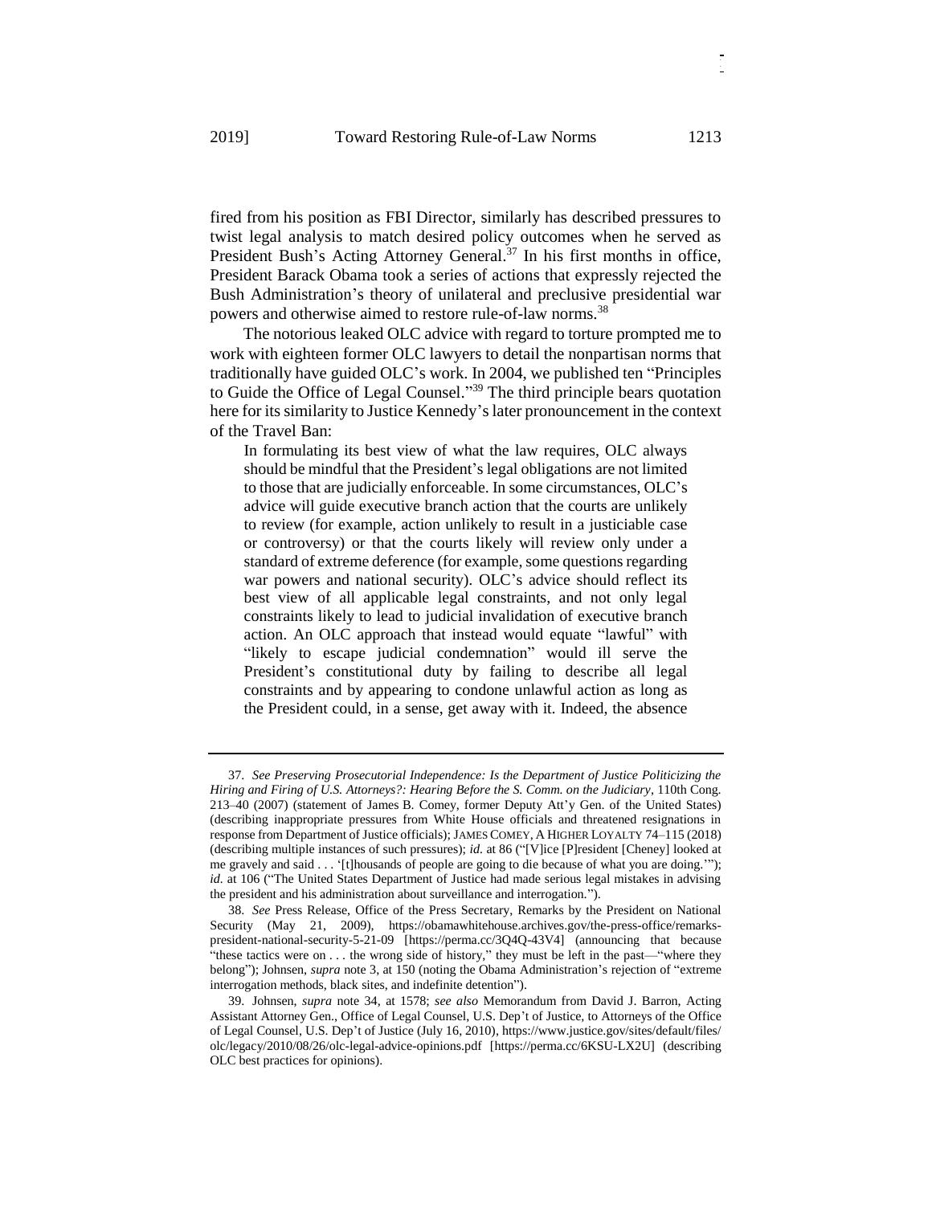fired from his position as FBI Director, similarly has described pressures to twist legal analysis to match desired policy outcomes when he served as President Bush's Acting Attorney General.[37] In his first months in office, President Barack Obama took a series of actions that expressly rejected the Bush Administration's theory of unilateral and preclusive presidential war powers and otherwise aimed to restore rule-of-law norms.[38]

The notorious leaked OLC advice with regard to torture prompted me to work with eighteen former OLC lawyers to detail the nonpartisan norms that traditionally have guided OLC's work. In 2004, we published ten "Principles to Guide the Office of Legal Counsel."[39] The third principle bears quotation here for its similarity to Justice Kennedy's later pronouncement in the context of the Travel Ban:

> In formulating its best view of what the law requires, OLC always should be mindful that the President's legal obligations are not limited to those that are judicially enforceable. In some circumstances, OLC's advice will guide executive branch action that the courts are unlikely to review (for example, action unlikely to result in a justiciable case or controversy) or that the courts likely will review only under a standard of extreme deference (for example, some questions regarding war powers and national security). OLC's advice should reflect its best view of all applicable legal constraints, and not only legal constraints likely to lead to judicial invalidation of executive branch action. An OLC approach that instead would equate "lawful" with "likely to escape judicial condemnation" would ill serve the President's constitutional duty by failing to describe all legal constraints and by appearing to condone unlawful action as long as the President could, in a sense, get away with it. Indeed, the absence

---

37. *See Preserving Prosecutorial Independence: Is the Department of Justice Politicizing the Hiring and Firing of U.S. Attorneys?: Hearing Before the S. Comm. on the Judiciary*, 110th Cong. 213–40 (2007) (statement of James B. Comey, former Deputy Att'y Gen. of the United States) (describing inappropriate pressures from White House officials and threatened resignations in response from Department of Justice officials); JAMES COMEY, A HIGHER LOYALTY 74–115 (2018) (describing multiple instances of such pressures); *id.* at 86 ("[V]ice [P]resident [Cheney] looked at me gravely and said . . . '[t]housands of people are going to die because of what you are doing.'"); *id.* at 106 ("The United States Department of Justice had made serious legal mistakes in advising the president and his administration about surveillance and interrogation.").

38. *See* Press Release, Office of the Press Secretary, Remarks by the President on National Security (May 21, 2009), https://obamawhitehouse.archives.gov/the-press-office/remarks-president-national-security-5-21-09 [https://perma.cc/3Q4Q-43V4] (announcing that because "these tactics were on . . . the wrong side of history," they must be left in the past—"where they belong"); Johnsen, *supra* note 3, at 150 (noting the Obama Administration's rejection of "extreme interrogation methods, black sites, and indefinite detention").

39. Johnsen, *supra* note 34, at 1578; *see also* Memorandum from David J. Barron, Acting Assistant Attorney Gen., Office of Legal Counsel, U.S. Dep't of Justice, to Attorneys of the Office of Legal Counsel, U.S. Dep't of Justice (July 16, 2010), https://www.justice.gov/sites/default/files/olc/legacy/2010/08/26/olc-legal-advice-opinions.pdf [https://perma.cc/6KSU-LX2U] (describing OLC best practices for opinions).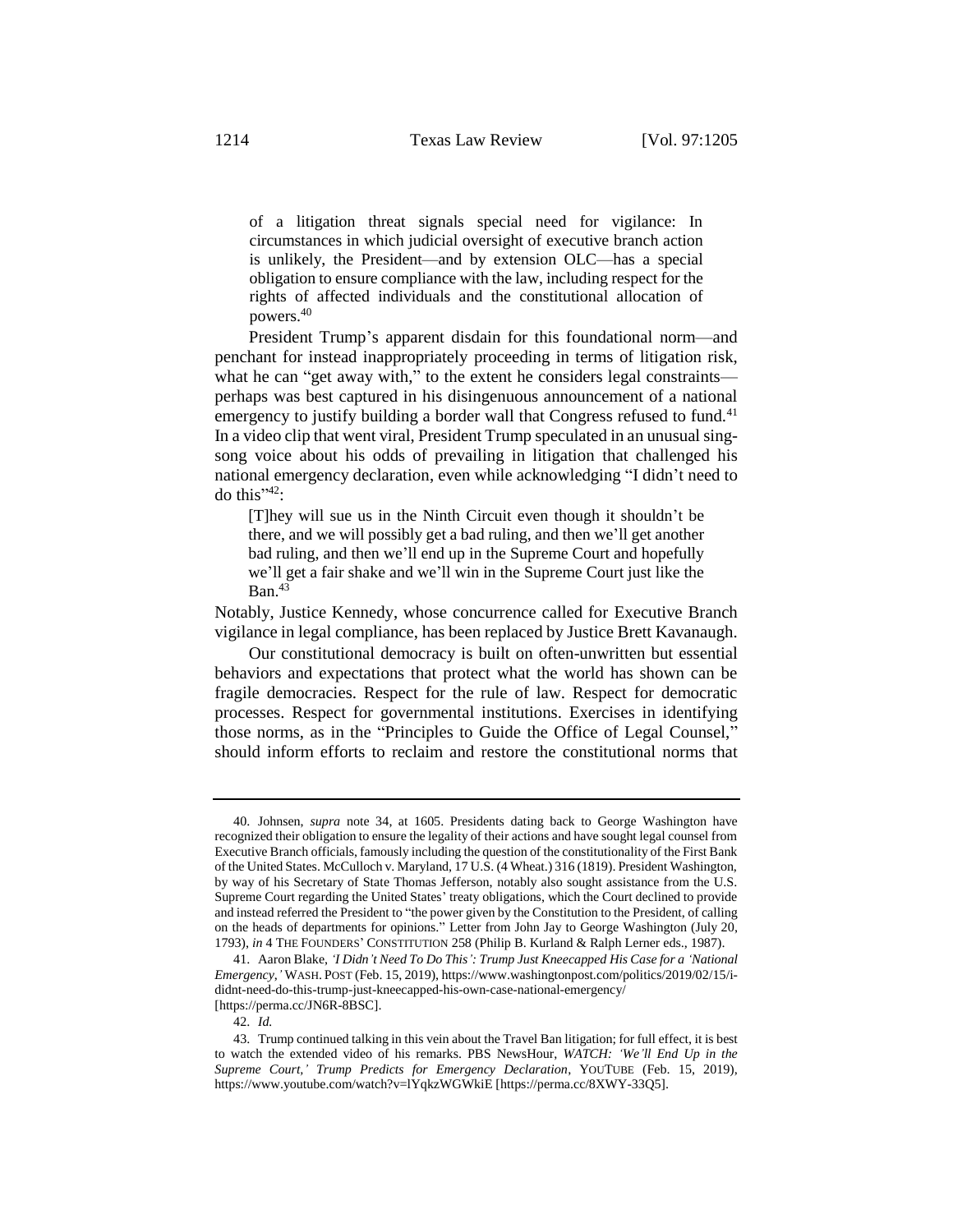> of a litigation threat signals special need for vigilance: In circumstances in which judicial oversight of executive branch action is unlikely, the President—and by extension OLC—has a special obligation to ensure compliance with the law, including respect for the rights of affected individuals and the constitutional allocation of powers.[40]

President Trump's apparent disdain for this foundational norm—and penchant for instead inappropriately proceeding in terms of litigation risk, what he can "get away with," to the extent he considers legal constraints—perhaps was best captured in his disingenuous announcement of a national emergency to justify building a border wall that Congress refused to fund.[41] In a video clip that went viral, President Trump speculated in an unusual sing-song voice about his odds of prevailing in litigation that challenged his national emergency declaration, even while acknowledging "I didn't need to do this"[42]:

> [T]hey will sue us in the Ninth Circuit even though it shouldn't be there, and we will possibly get a bad ruling, and then we'll get another bad ruling, and then we'll end up in the Supreme Court and hopefully we'll get a fair shake and we'll win in the Supreme Court just like the Ban.[43]

Notably, Justice Kennedy, whose concurrence called for Executive Branch vigilance in legal compliance, has been replaced by Justice Brett Kavanaugh.

Our constitutional democracy is built on often-unwritten but essential behaviors and expectations that protect what the world has shown can be fragile democracies. Respect for the rule of law. Respect for democratic processes. Respect for governmental institutions. Exercises in identifying those norms, as in the "Principles to Guide the Office of Legal Counsel," should inform efforts to reclaim and restore the constitutional norms that

---

40. Johnsen, *supra* note 34, at 1605. Presidents dating back to George Washington have recognized their obligation to ensure the legality of their actions and have sought legal counsel from Executive Branch officials, famously including the question of the constitutionality of the First Bank of the United States. McCulloch v. Maryland, 17 U.S. (4 Wheat.) 316 (1819). President Washington, by way of his Secretary of State Thomas Jefferson, notably also sought assistance from the U.S. Supreme Court regarding the United States' treaty obligations, which the Court declined to provide and instead referred the President to "the power given by the Constitution to the President, of calling on the heads of departments for opinions." Letter from John Jay to George Washington (July 20, 1793), *in* 4 THE FOUNDERS' CONSTITUTION 258 (Philip B. Kurland & Ralph Lerner eds., 1987).

41. Aaron Blake, *'I Didn't Need To Do This': Trump Just Kneecapped His Case for a 'National Emergency,'* WASH. POST (Feb. 15, 2019), https://www.washingtonpost.com/politics/2019/02/15/i-didnt-need-do-this-trump-just-kneecapped-his-own-case-national-emergency/ [https://perma.cc/JN6R-8BSC].

42. *Id.*

43. Trump continued talking in this vein about the Travel Ban litigation; for full effect, it is best to watch the extended video of his remarks. PBS NewsHour, *WATCH: 'We'll End Up in the Supreme Court,' Trump Predicts for Emergency Declaration*, YOUTUBE (Feb. 15, 2019), https://www.youtube.com/watch?v=lYqkzWGWkiE [https://perma.cc/8XWY-33Q5].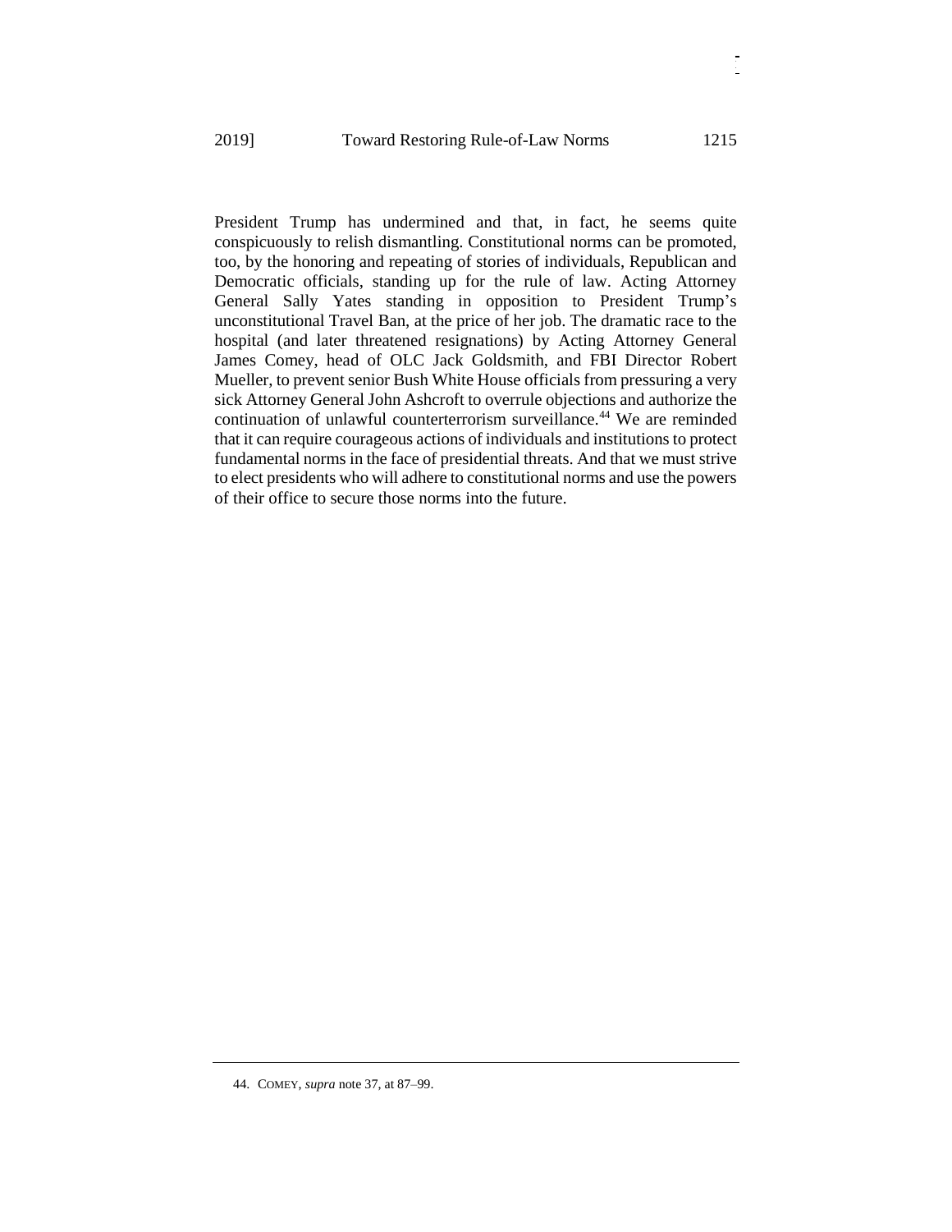President Trump has undermined and that, in fact, he seems quite conspicuously to relish dismantling. Constitutional norms can be promoted, too, by the honoring and repeating of stories of individuals, Republican and Democratic officials, standing up for the rule of law. Acting Attorney General Sally Yates standing in opposition to President Trump's unconstitutional Travel Ban, at the price of her job. The dramatic race to the hospital (and later threatened resignations) by Acting Attorney General James Comey, head of OLC Jack Goldsmith, and FBI Director Robert Mueller, to prevent senior Bush White House officials from pressuring a very sick Attorney General John Ashcroft to overrule objections and authorize the continuation of unlawful counterterrorism surveillance.[44] We are reminded that it can require courageous actions of individuals and institutions to protect fundamental norms in the face of presidential threats. And that we must strive to elect presidents who will adhere to constitutional norms and use the powers of their office to secure those norms into the future.

---

44. COMEY, *supra* note 37, at 87–99.